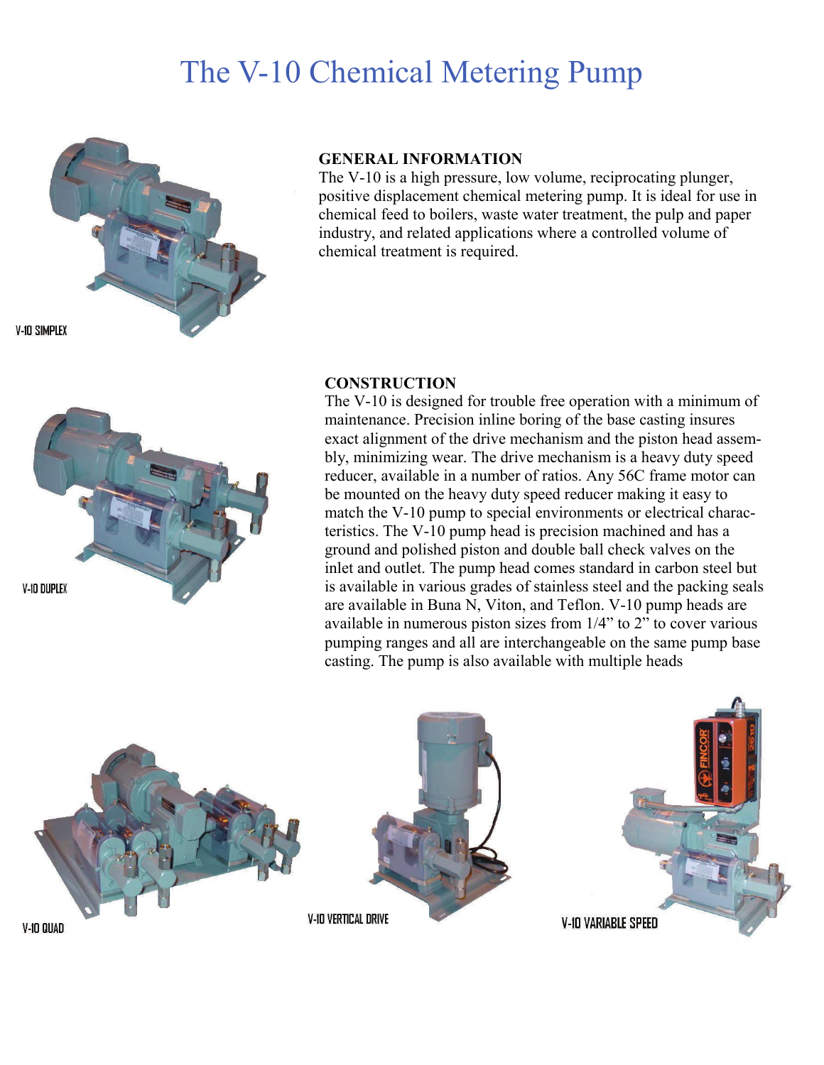# The V-10 Chemical Metering Pump

V-10 SIMPLEX

## GENERAL INFORMATION

The V-10 is a high pressure, low volume, reciprocating plunger, positive displacement chemical metering pump. It is ideal for use in chemical feed to boilers, waste water treatment, the pulp and paper industry, and related applications where a controlled volume of chemical treatment is required.

V-10 DUPLEX

## CONSTRUCTION

The V-10 is designed for trouble free operation with a minimum of maintenance. Precision inline boring of the base casting insures exact alignment of the drive mechanism and the piston head assembly, minimizing wear. The drive mechanism is a heavy duty speed reducer, available in a number of ratios. Any 56C frame motor can be mounted on the heavy duty speed reducer making it easy to match the V-10 pump to special environments or electrical characteristics. The V-10 pump head is precision machined and has a ground and polished piston and double ball check valves on the inlet and outlet. The pump head comes standard in carbon steel but is available in various grades of stainless steel and the packing seals are available in Buna N, Viton, and Teflon. V-10 pump heads are available in numerous piston sizes from 1/4" to 2" to cover various pumping ranges and all are interchangeable on the same pump base casting. The pump is also available with multiple heads

V-10 QUAD

V-10 VERTICAL DRIVE

V-10 VARIABLE SPEED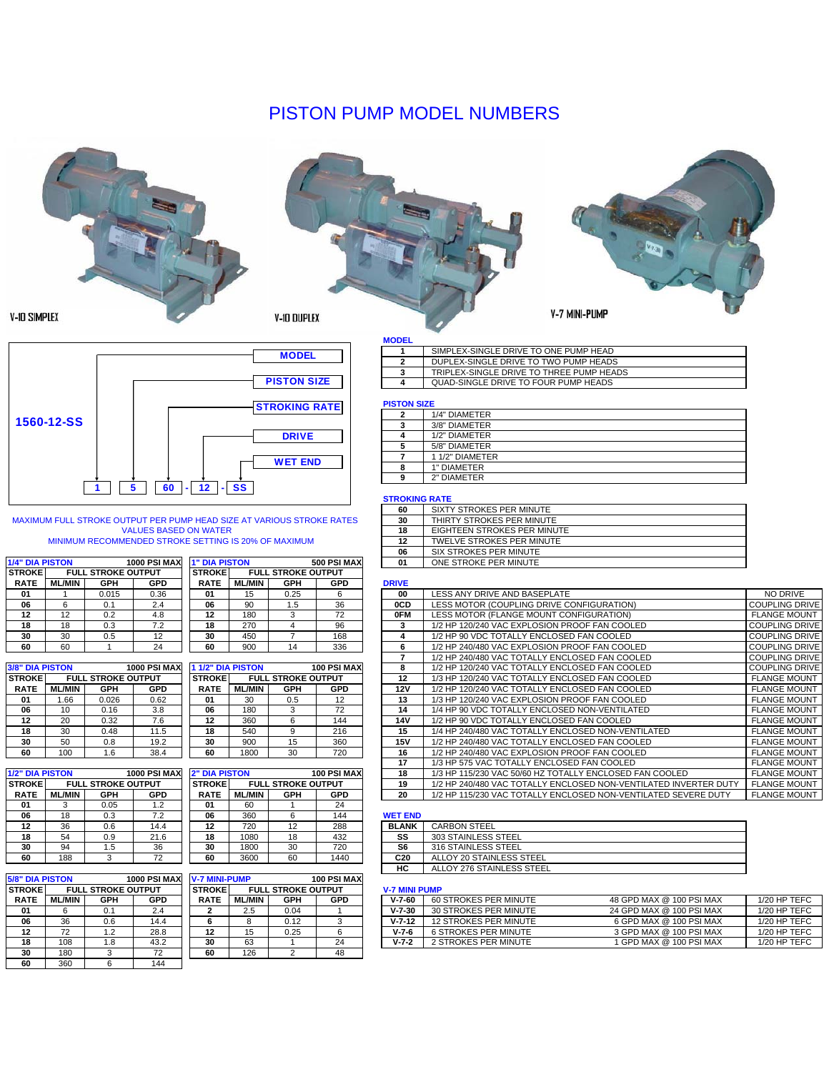# PISTON PUMP MODEL NUMBERS

V-10 SIMPLEX

V-10 DUPLEX

V-7 MINI-PUMP

**1560-12-SS**

| 1 | 5 | 60 | - | 12 | - | SS |
|---|---|---|---|---|---|---|
| MODEL | PISTON SIZE | STROKING RATE | | DRIVE | | WET END |

MAXIMUM FULL STROKE OUTPUT PER PUMP HEAD SIZE AT VARIOUS STROKE RATES
VALUES BASED ON WATER
MINIMUM RECOMMENDED STROKE SETTING IS 20% OF MAXIMUM

**1/4" DIA PISTON — 1000 PSI MAX**

| STROKE RATE | FULL STROKE OUTPUT ML/MIN | GPH | GPD |
|---|---|---|---|
| 01 | 1 | 0.015 | 0.36 |
| 06 | 6 | 0.1 | 2.4 |
| 12 | 12 | 0.2 | 4.8 |
| 18 | 18 | 0.3 | 7.2 |
| 30 | 30 | 0.5 | 12 |
| 60 | 60 | 1 | 24 |

**1" DIA PISTON — 500 PSI MAX**

| STROKE RATE | FULL STROKE OUTPUT ML/MIN | GPH | GPD |
|---|---|---|---|
| 01 | 15 | 0.25 | 6 |
| 06 | 90 | 1.5 | 36 |
| 12 | 180 | 3 | 72 |
| 18 | 270 | 4 | 96 |
| 30 | 450 | 7 | 168 |
| 60 | 900 | 14 | 336 |

**3/8" DIA PISTON — 1000 PSI MAX**

| STROKE RATE | FULL STROKE OUTPUT ML/MIN | GPH | GPD |
|---|---|---|---|
| 01 | 1.66 | 0.026 | 0.62 |
| 06 | 10 | 0.16 | 3.8 |
| 12 | 20 | 0.32 | 7.6 |
| 18 | 30 | 0.48 | 11.5 |
| 30 | 50 | 0.8 | 19.2 |
| 60 | 100 | 1.6 | 38.4 |

**1 1/2" DIA PISTON — 100 PSI MAX**

| STROKE RATE | FULL STROKE OUTPUT ML/MIN | GPH | GPD |
|---|---|---|---|
| 01 | 30 | 0.5 | 12 |
| 06 | 180 | 3 | 72 |
| 12 | 360 | 6 | 144 |
| 18 | 540 | 9 | 216 |
| 30 | 900 | 15 | 360 |
| 60 | 1800 | 30 | 720 |

**1/2" DIA PISTON — 1000 PSI MAX**

| STROKE RATE | FULL STROKE OUTPUT ML/MIN | GPH | GPD |
|---|---|---|---|
| 01 | 3 | 0.05 | 1.2 |
| 06 | 18 | 0.3 | 7.2 |
| 12 | 36 | 0.6 | 14.4 |
| 18 | 54 | 0.9 | 21.6 |
| 30 | 94 | 1.5 | 36 |
| 60 | 188 | 3 | 72 |

**2" DIA PISTON — 100 PSI MAX**

| STROKE RATE | FULL STROKE OUTPUT ML/MIN | GPH | GPD |
|---|---|---|---|
| 01 | 60 | 1 | 24 |
| 06 | 360 | 6 | 144 |
| 12 | 720 | 12 | 288 |
| 18 | 1080 | 18 | 432 |
| 30 | 1800 | 30 | 720 |
| 60 | 3600 | 60 | 1440 |

**5/8" DIA PISTON — 1000 PSI MAX**

| STROKE RATE | FULL STROKE OUTPUT ML/MIN | GPH | GPD |
|---|---|---|---|
| 01 | 6 | 0.1 | 2.4 |
| 06 | 36 | 0.6 | 14.4 |
| 12 | 72 | 1.2 | 28.8 |
| 18 | 108 | 1.8 | 43.2 |
| 30 | 180 | 3 | 72 |
| 60 | 360 | 6 | 144 |

**V-7 MINI-PUMP — 100 PSI MAX**

| STROKE RATE | FULL STROKE OUTPUT ML/MIN | GPH | GPD |
|---|---|---|---|
| 2 | 2.5 | 0.04 | 1 |
| 6 | 8 | 0.12 | 3 |
| 12 | 15 | 0.25 | 6 |
| 30 | 63 | 1 | 24 |
| 60 | 126 | 2 | 48 |

**MODEL**

| | |
|---|---|
| 1 | SIMPLEX-SINGLE DRIVE TO ONE PUMP HEAD |
| 2 | DUPLEX-SINGLE DRIVE TO TWO PUMP HEADS |
| 3 | TRIPLEX-SINGLE DRIVE TO THREE PUMP HEADS |
| 4 | QUAD-SINGLE DRIVE TO FOUR PUMP HEADS |

**PISTON SIZE**

| | |
|---|---|
| 2 | 1/4" DIAMETER |
| 3 | 3/8" DIAMETER |
| 4 | 1/2" DIAMETER |
| 5 | 5/8" DIAMETER |
| 7 | 1 1/2" DIAMETER |
| 8 | 1" DIAMETER |
| 9 | 2" DIAMETER |

**STROKING RATE**

| | |
|---|---|
| 60 | SIXTY STROKES PER MINUTE |
| 30 | THIRTY STROKES PER MINUTE |
| 18 | EIGHTEEN STROKES PER MINUTE |
| 12 | TWELVE STROKES PER MINUTE |
| 06 | SIX STROKES PER MINUTE |
| 01 | ONE STROKE PER MINUTE |

**DRIVE**

| | | |
|---|---|---|
| 00 | LESS ANY DRIVE AND BASEPLATE | NO DRIVE |
| 0CD | LESS MOTOR (COUPLING DRIVE CONFIGURATION) | COUPLING DRIVE |
| 0FM | LESS MOTOR (FLANGE MOUNT CONFIGURATION) | FLANGE MOUNT |
| 3 | 1/2 HP 120/240 VAC EXPLOSION PROOF FAN COOLED | COUPLING DRIVE |
| 4 | 1/2 HP 90 VDC TOTALLY ENCLOSED FAN COOLED | COUPLING DRIVE |
| 6 | 1/2 HP 240/480 VAC EXPLOSION PROOF FAN COOLED | COUPLING DRIVE |
| 7 | 1/2 HP 240/480 VAC TOTALLY ENCLOSED FAN COOLED | COUPLING DRIVE |
| 8 | 1/2 HP 120/240 VAC TOTALLY ENCLOSED FAN COOLED | COUPLING DRIVE |
| 12 | 1/3 HP 120/240 VAC TOTALLY ENCLOSED FAN COOLED | FLANGE MOUNT |
| 12V | 1/2 HP 120/240 VAC TOTALLY ENCLOSED FAN COOLED | FLANGE MOUNT |
| 13 | 1/3 HP 120/240 VAC EXPLOSION PROOF FAN COOLED | FLANGE MOUNT |
| 14 | 1/4 HP 90 VDC TOTALLY ENCLOSED NON-VENTILATED | FLANGE MOUNT |
| 14V | 1/2 HP 90 VDC TOTALLY ENCLOSED FAN COOLED | FLANGE MOUNT |
| 15 | 1/4 HP 240/480 VAC TOTALLY ENCLOSED NON-VENTILATED | FLANGE MOUNT |
| 15V | 1/2 HP 240/480 VAC TOTALLY ENCLOSED FAN COOLED | FLANGE MOUNT |
| 16 | 1/2 HP 240/480 VAC EXPLOSION PROOF FAN COOLED | FLANGE MOUNT |
| 17 | 1/3 HP 575 VAC TOTALLY ENCLOSED FAN COOLED | FLANGE MOUNT |
| 18 | 1/3 HP 115/230 VAC 50/60 HZ TOTALLY ENCLOSED FAN COOLED | FLANGE MOUNT |
| 19 | 1/2 HP 240/480 VAC TOTALLY ENCLOSED NON-VENTILATED INVERTER DUTY | FLANGE MOUNT |
| 20 | 1/2 HP 115/230 VAC TOTALLY ENCLOSED NON-VENTILATED SEVERE DUTY | FLANGE MOUNT |

**WET END**

| | |
|---|---|
| BLANK | CARBON STEEL |
| SS | 303 STAINLESS STEEL |
| S6 | 316 STAINLESS STEEL |
| C20 | ALLOY 20 STAINLESS STEEL |
| HC | ALLOY 276 STAINLESS STEEL |

**V-7 MINI PUMP**

| | | | |
|---|---|---|---|
| V-7-60 | 60 STROKES PER MINUTE | 48 GPD MAX @ 100 PSI MAX | 1/20 HP TEFC |
| V-7-30 | 30 STROKES PER MINUTE | 24 GPD MAX @ 100 PSI MAX | 1/20 HP TEFC |
| V-7-12 | 12 STROKES PER MINUTE | 6 GPD MAX @ 100 PSI MAX | 1/20 HP TEFC |
| V-7-6 | 6 STROKES PER MINUTE | 3 GPD MAX @ 100 PSI MAX | 1/20 HP TEFC |
| V-7-2 | 2 STROKES PER MINUTE | 1 GPD MAX @ 100 PSI MAX | 1/20 HP TEFC |